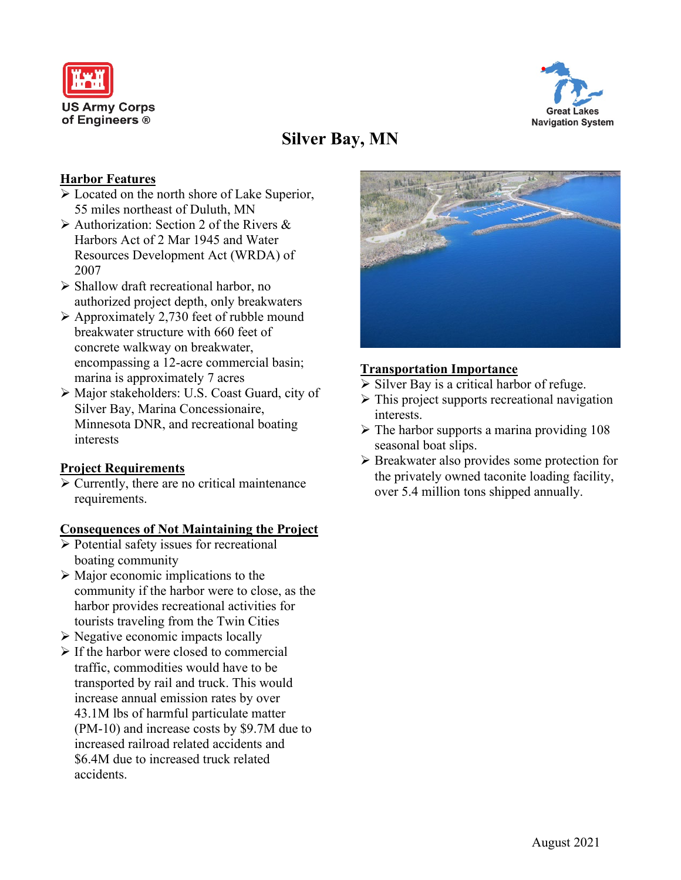US Army Corps of Engineers ®

Great Lakes Navigation System

# Silver Bay, MN

## Harbor Features

- Located on the north shore of Lake Superior, 55 miles northeast of Duluth, MN
- Authorization: Section 2 of the Rivers & Harbors Act of 2 Mar 1945 and Water Resources Development Act (WRDA) of 2007
- Shallow draft recreational harbor, no authorized project depth, only breakwaters
- Approximately 2,730 feet of rubble mound breakwater structure with 660 feet of concrete walkway on breakwater, encompassing a 12-acre commercial basin; marina is approximately 7 acres
- Major stakeholders: U.S. Coast Guard, city of Silver Bay, Marina Concessionaire, Minnesota DNR, and recreational boating interests

## Project Requirements

- Currently, there are no critical maintenance requirements.

## Consequences of Not Maintaining the Project

- Potential safety issues for recreational boating community
- Major economic implications to the community if the harbor were to close, as the harbor provides recreational activities for tourists traveling from the Twin Cities
- Negative economic impacts locally
- If the harbor were closed to commercial traffic, commodities would have to be transported by rail and truck. This would increase annual emission rates by over 43.1M lbs of harmful particulate matter (PM-10) and increase costs by $9.7M due to increased railroad related accidents and $6.4M due to increased truck related accidents.

## Transportation Importance

- Silver Bay is a critical harbor of refuge.
- This project supports recreational navigation interests.
- The harbor supports a marina providing 108 seasonal boat slips.
- Breakwater also provides some protection for the privately owned taconite loading facility, over 5.4 million tons shipped annually.

August 2021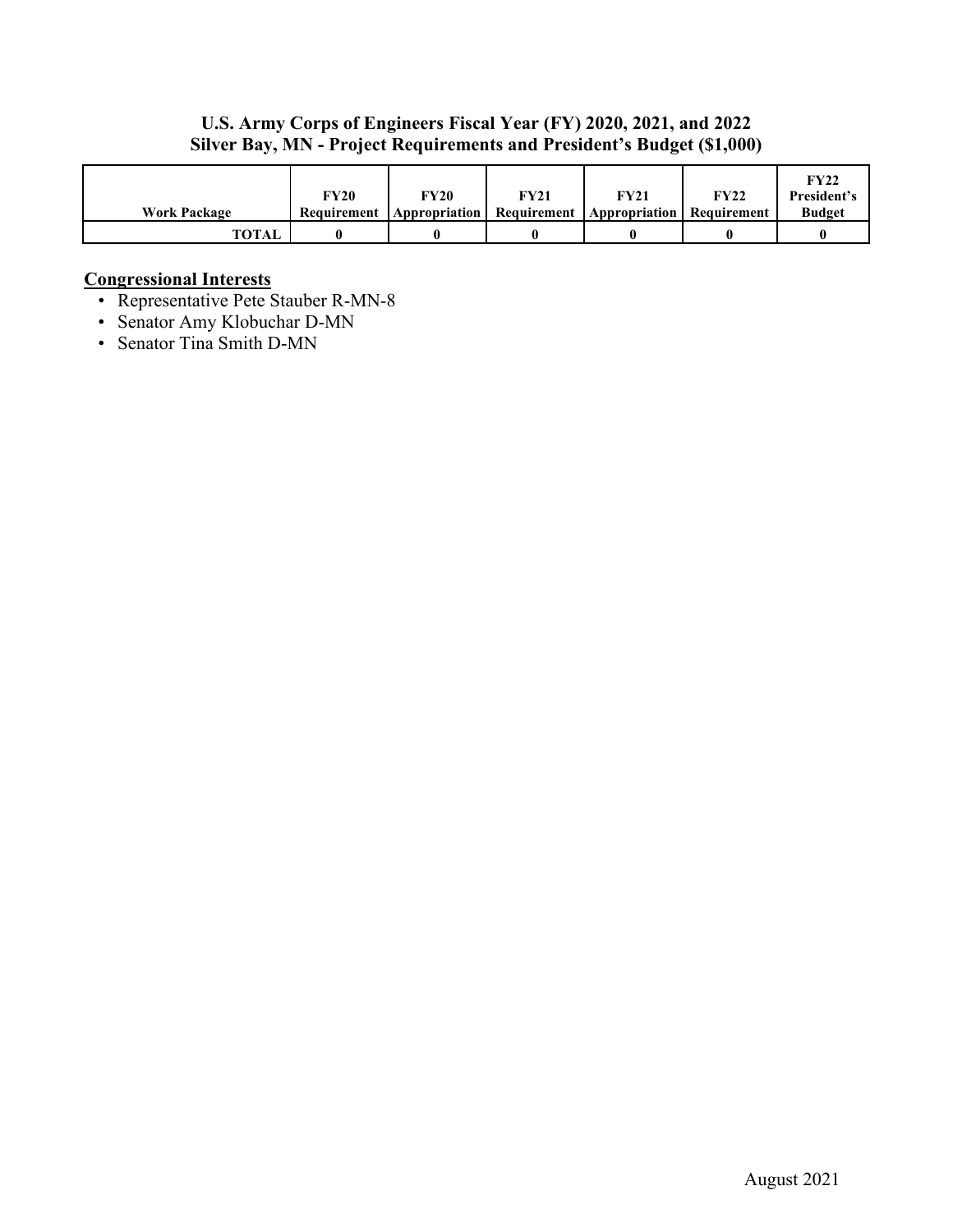**U.S. Army Corps of Engineers Fiscal Year (FY) 2020, 2021, and 2022**
**Silver Bay, MN - Project Requirements and President's Budget ($1,000)**

| Work Package | FY20 Requirement | FY20 Appropriation | FY21 Requirement | FY21 Appropriation | FY22 Requirement | FY22 President's Budget |
|---|---|---|---|---|---|---|
| **TOTAL** | **0** | **0** | **0** | **0** | **0** | **0** |

## Congressional Interests

- Representative Pete Stauber R-MN-8
- Senator Amy Klobuchar D-MN
- Senator Tina Smith D-MN

August 2021